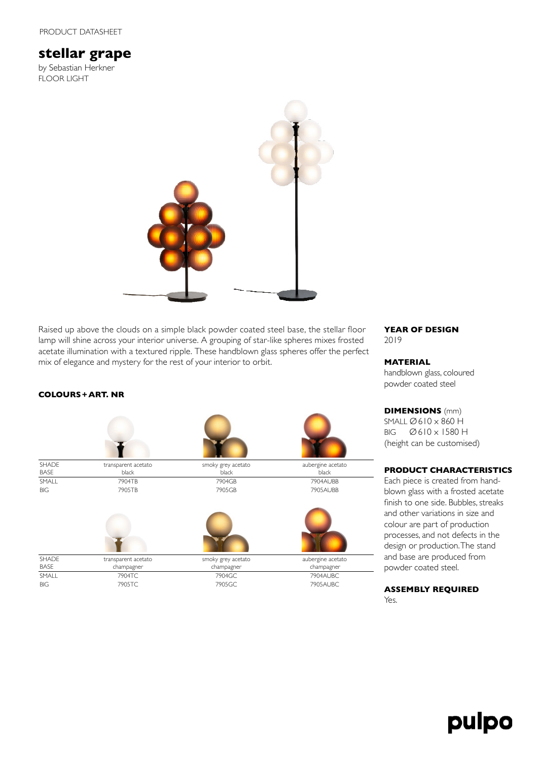PRODUCT DATASHEET

# stellar grape

by Sebastian Herkner
FLOOR LIGHT

Raised up above the clouds on a simple black powder coated steel base, the stellar floor lamp will shine across your interior universe. A grouping of star-like spheres mixes frosted acetate illumination with a textured ripple. These handblown glass spheres offer the perfect mix of elegance and mystery for the rest of your interior to orbit.

### COLOURS + ART. NR

| SHADE<br>BASE | transparent acetato<br>black | smoky grey acetato<br>black | aubergine acetato<br>black |
|---|---|---|---|
| SMALL | 7904TB | 7904GB | 7904AUBB |
| BIG | 7905TB | 7905GB | 7905AUBB |

| SHADE<br>BASE | transparent acetato<br>champagner | smoky grey acetato<br>champagner | aubergine acetato<br>champagner |
|---|---|---|---|
| SMALL | 7904TC | 7904GC | 7904AUBC |
| BIG | 7905TC | 7905GC | 7905AUBC |

### YEAR OF DESIGN

2019

### MATERIAL

handblown glass, coloured powder coated steel

### DIMENSIONS (mm)

SMALL Ø 610 x 860 H
BIG Ø 610 x 1580 H
(height can be customised)

### PRODUCT CHARACTERISTICS

Each piece is created from hand-blown glass with a frosted acetate finish to one side. Bubbles, streaks and other variations in size and colour are part of production processes, and not defects in the design or production. The stand and base are produced from powder coated steel.

### ASSEMBLY REQUIRED

Yes.

pulpo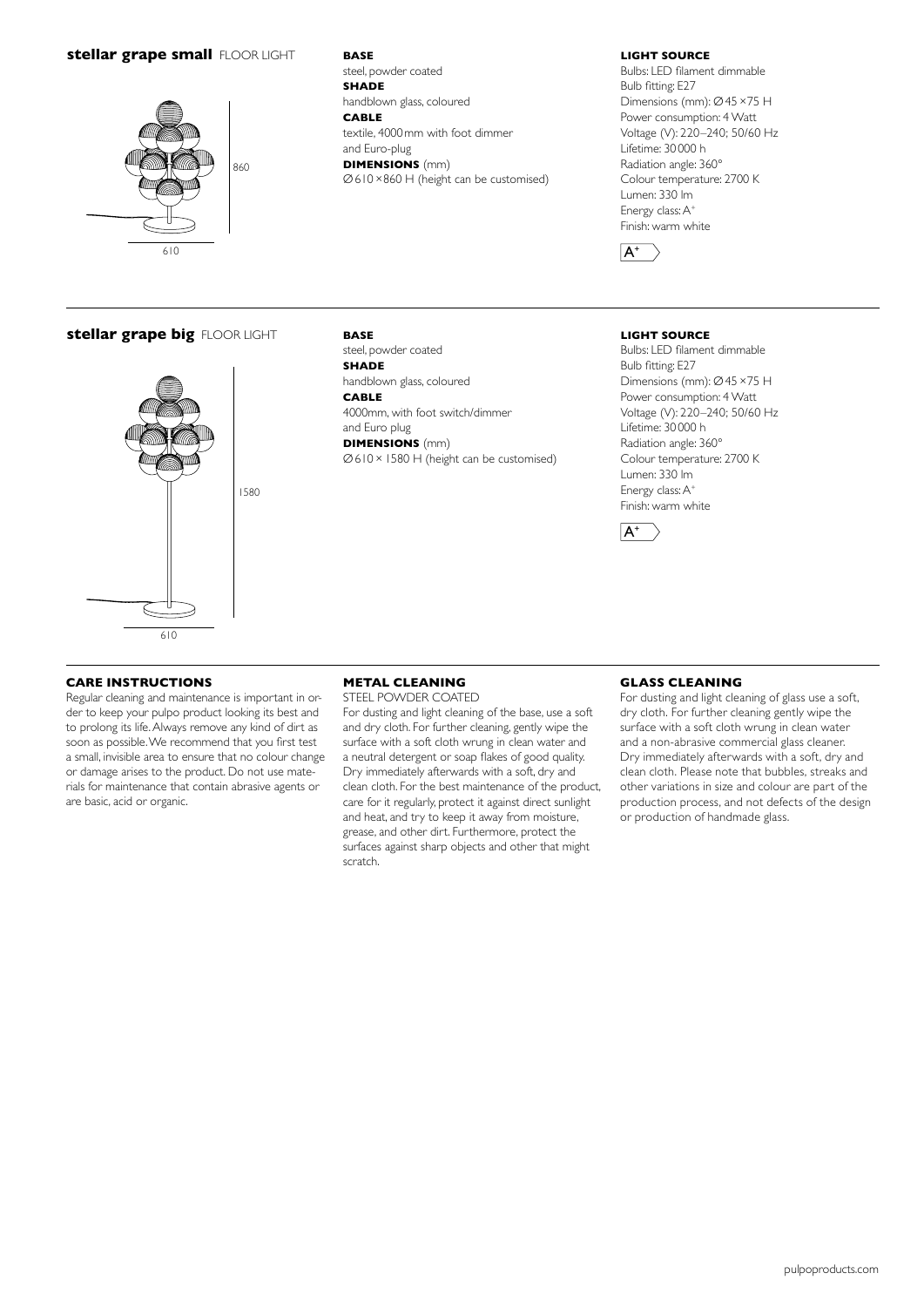## stellar grape small FLOOR LIGHT

860

610

**BASE**
steel, powder coated
**SHADE**
handblown glass, coloured
**CABLE**
textile, 4000 mm with foot dimmer and Euro-plug
**DIMENSIONS** (mm)
Ø 610 × 860 H (height can be customised)

**LIGHT SOURCE**
Bulbs: LED filament dimmable
Bulb fitting: E27
Dimensions (mm): Ø 45 × 75 H
Power consumption: 4 Watt
Voltage (V): 220–240; 50/60 Hz
Lifetime: 30 000 h
Radiation angle: 360°
Colour temperature: 2700 K
Lumen: 330 lm
Energy class: A+
Finish: warm white

A+

## stellar grape big FLOOR LIGHT

1580

610

**BASE**
steel, powder coated
**SHADE**
handblown glass, coloured
**CABLE**
4000mm, with foot switch/dimmer and Euro plug
**DIMENSIONS** (mm)
Ø 610 × 1580 H (height can be customised)

**LIGHT SOURCE**
Bulbs: LED filament dimmable
Bulb fitting: E27
Dimensions (mm): Ø 45 × 75 H
Power consumption: 4 Watt
Voltage (V): 220–240; 50/60 Hz
Lifetime: 30 000 h
Radiation angle: 360°
Colour temperature: 2700 K
Lumen: 330 lm
Energy class: A+
Finish: warm white

A+

### CARE INSTRUCTIONS

Regular cleaning and maintenance is important in order to keep your pulpo product looking its best and to prolong its life. Always remove any kind of dirt as soon as possible. We recommend that you first test a small, invisible area to ensure that no colour change or damage arises to the product. Do not use materials for maintenance that contain abrasive agents or are basic, acid or organic.

### METAL CLEANING

STEEL POWDER COATED

For dusting and light cleaning of the base, use a soft and dry cloth. For further cleaning, gently wipe the surface with a soft cloth wrung in clean water and a neutral detergent or soap flakes of good quality. Dry immediately afterwards with a soft, dry and clean cloth. For the best maintenance of the product, care for it regularly, protect it against direct sunlight and heat, and try to keep it away from moisture, grease, and other dirt. Furthermore, protect the surfaces against sharp objects and other that might scratch.

### GLASS CLEANING

For dusting and light cleaning of glass use a soft, dry cloth. For further cleaning gently wipe the surface with a soft cloth wrung in clean water and a non-abrasive commercial glass cleaner. Dry immediately afterwards with a soft, dry and clean cloth. Please note that bubbles, streaks and other variations in size and colour are part of the production process, and not defects of the design or production of handmade glass.

pulpoproducts.com